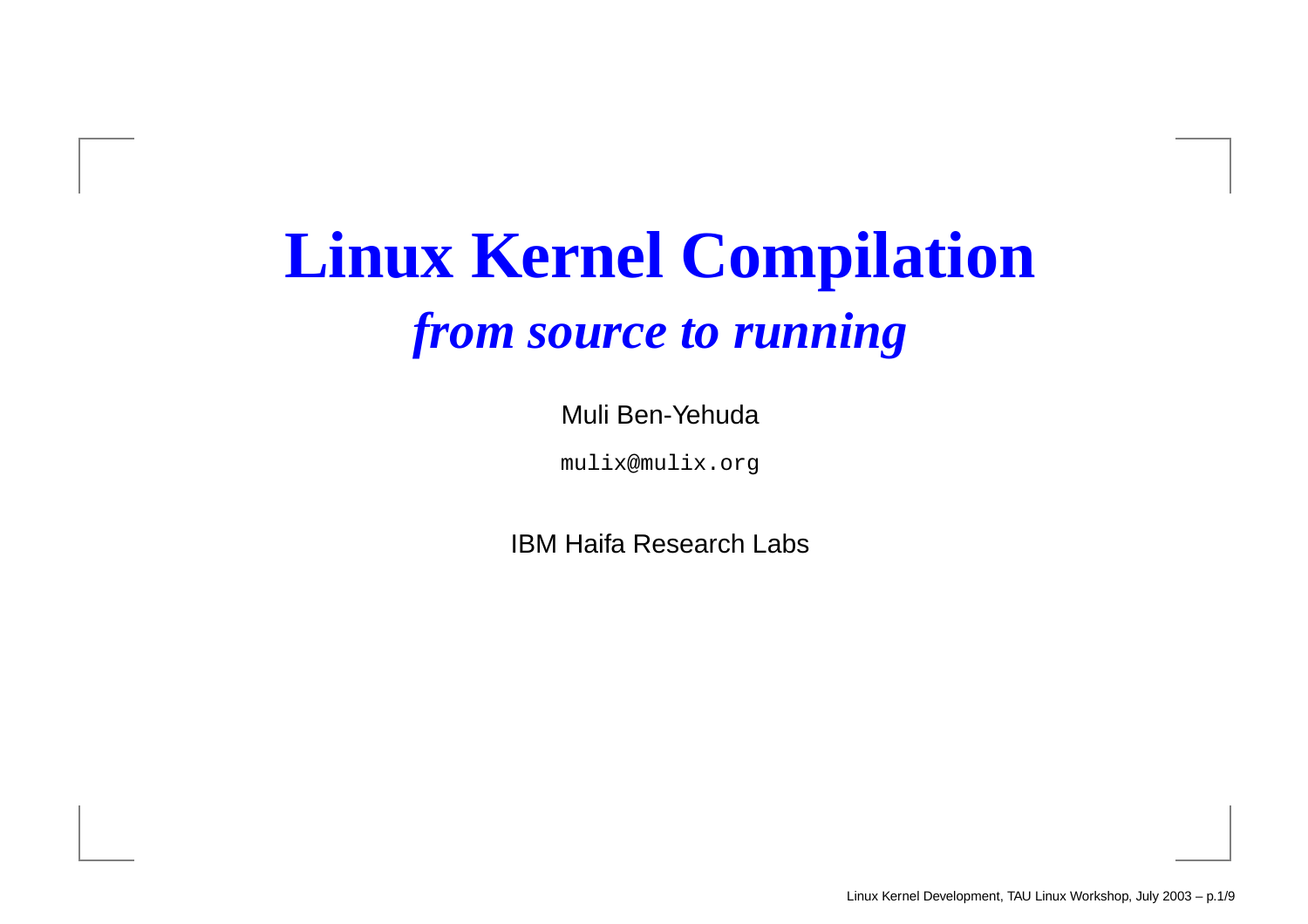# Linux Kernel Compilation

## *from source to running*

Muli Ben-Yehuda

`mulix@mulix.org`

IBM Haifa Research Labs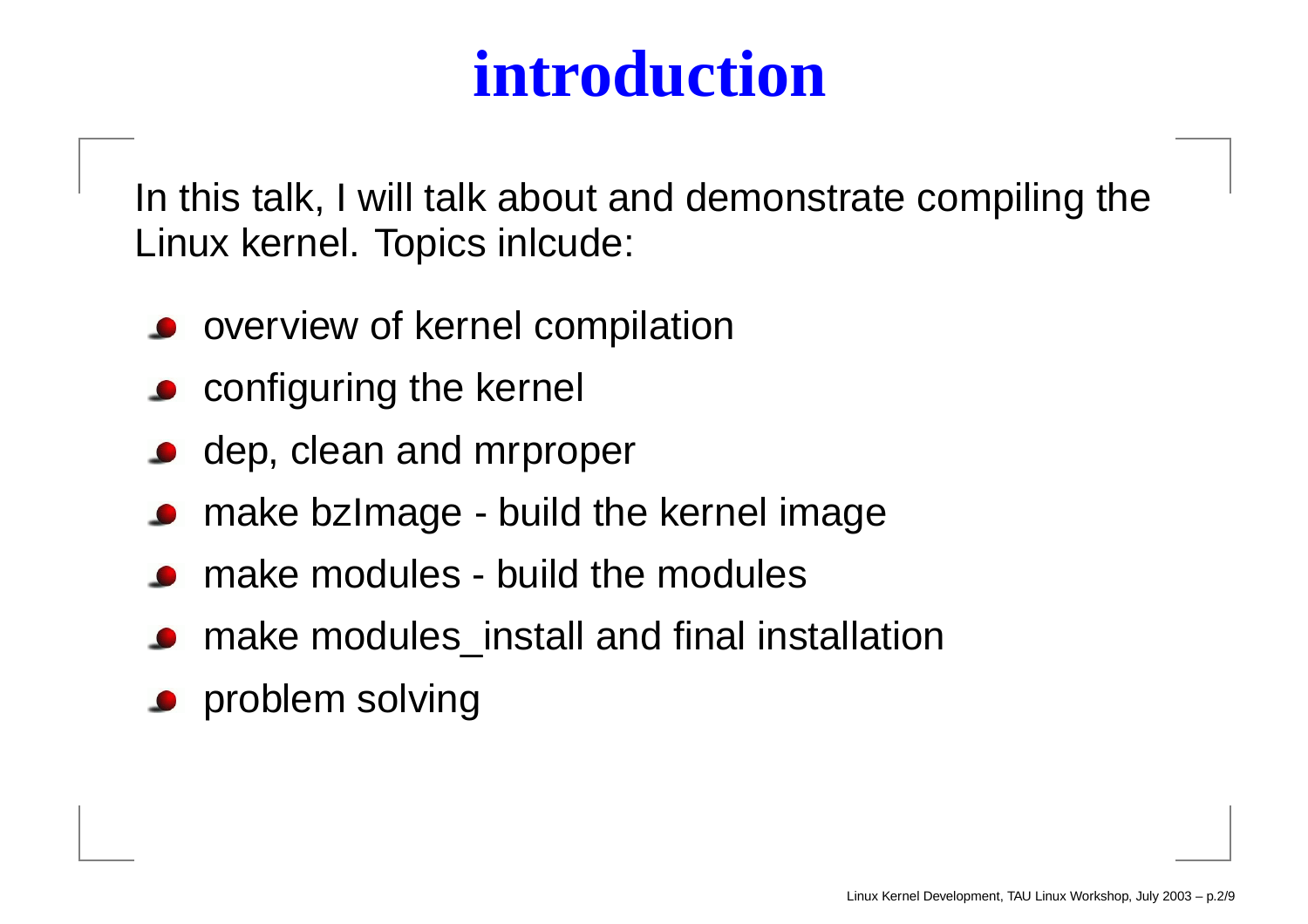# introduction

In this talk, I will talk about and demonstrate compiling the Linux kernel. Topics inlcude:

- overview of kernel compilation
- configuring the kernel
- dep, clean and mrproper
- make bzImage - build the kernel image
- make modules - build the modules
- make modules_install and final installation
- problem solving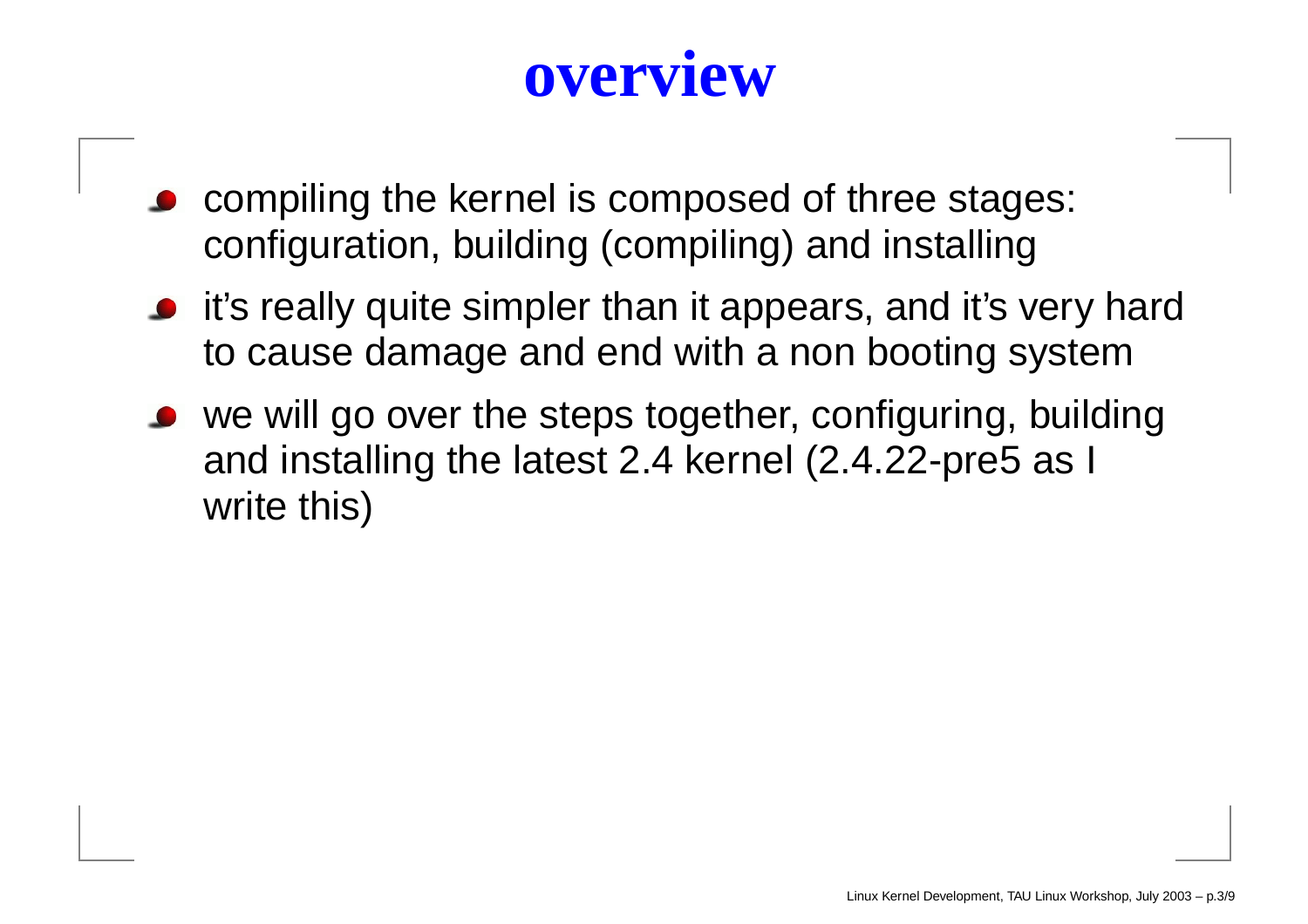# overview

- compiling the kernel is composed of three stages: configuration, building (compiling) and installing
- it's really quite simpler than it appears, and it's very hard to cause damage and end with a non booting system
- we will go over the steps together, configuring, building and installing the latest 2.4 kernel (2.4.22-pre5 as I write this)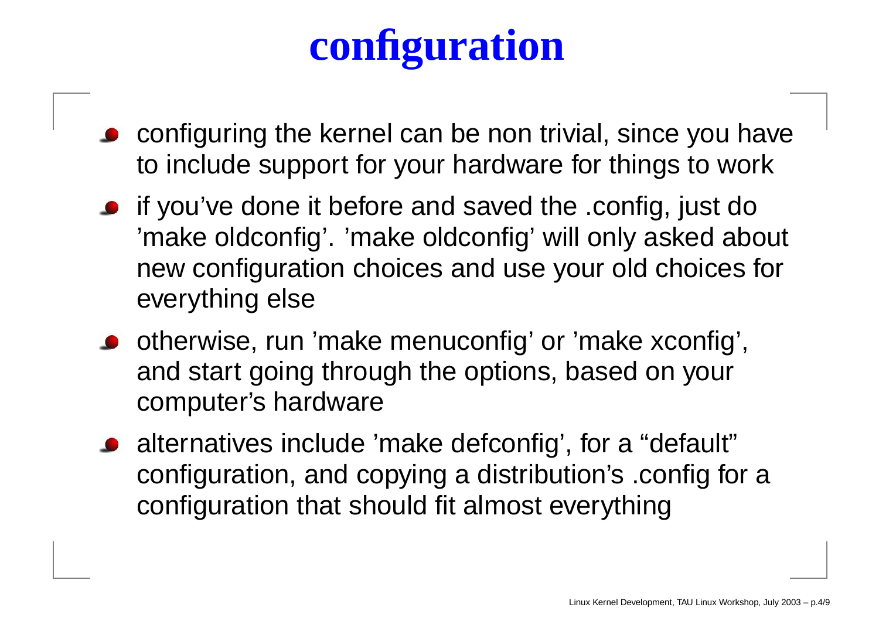# configuration

- configuring the kernel can be non trivial, since you have to include support for your hardware for things to work
- if you've done it before and saved the .config, just do 'make oldconfig'. 'make oldconfig' will only asked about new configuration choices and use your old choices for everything else
- otherwise, run 'make menuconfig' or 'make xconfig', and start going through the options, based on your computer's hardware
- alternatives include 'make defconfig', for a "default" configuration, and copying a distribution's .config for a configuration that should fit almost everything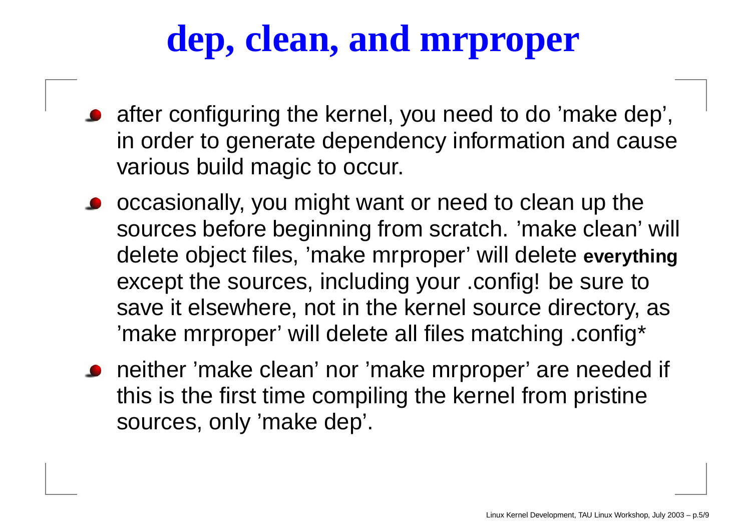# dep, clean, and mrproper

- after configuring the kernel, you need to do 'make dep', in order to generate dependency information and cause various build magic to occur.
- occasionally, you might want or need to clean up the sources before beginning from scratch. 'make clean' will delete object files, 'make mrproper' will delete **everything** except the sources, including your .config! be sure to save it elsewhere, not in the kernel source directory, as 'make mrproper' will delete all files matching .config*
- neither 'make clean' nor 'make mrproper' are needed if this is the first time compiling the kernel from pristine sources, only 'make dep'.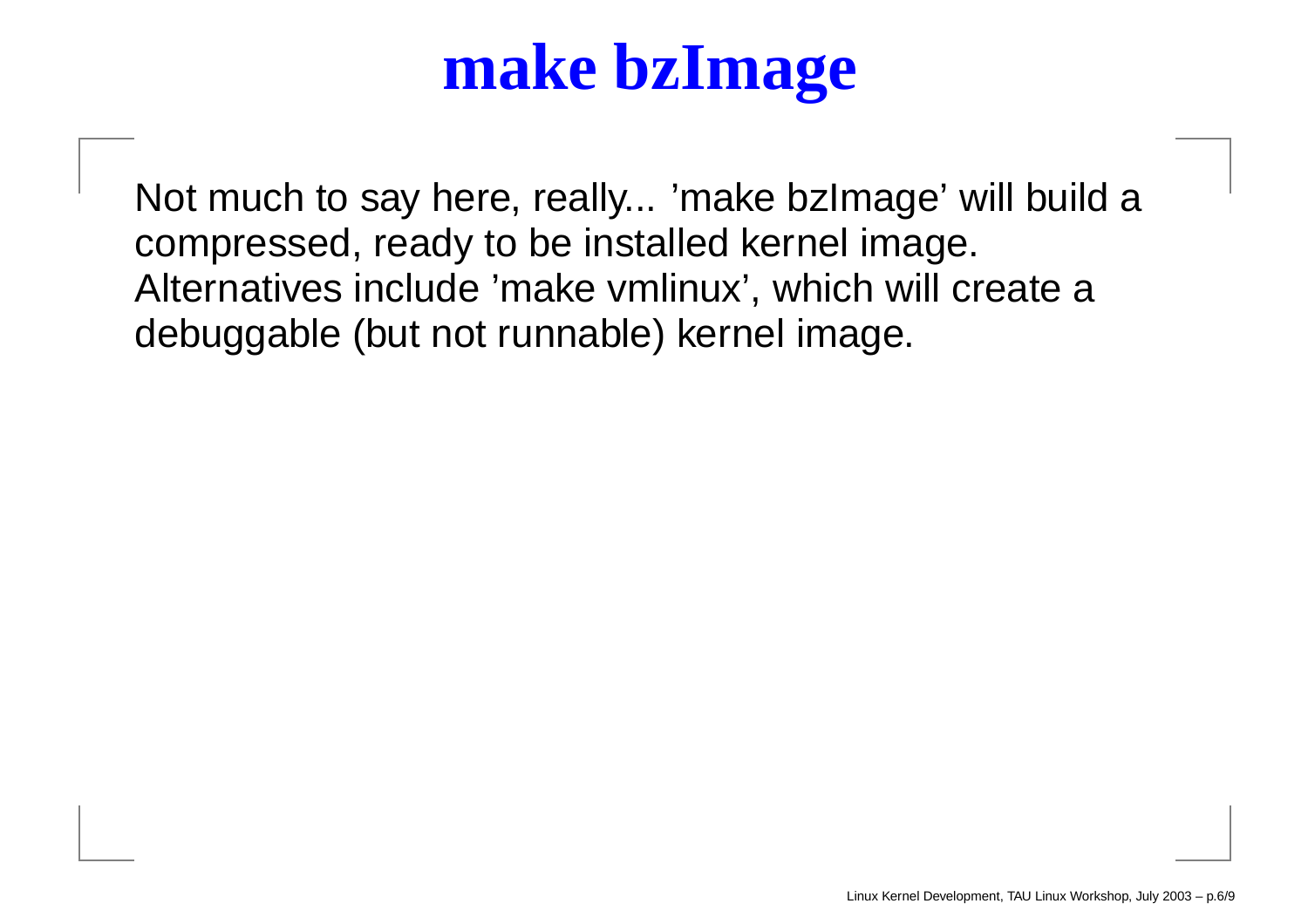# make bzImage

Not much to say here, really... ’make bzImage’ will build a compressed, ready to be installed kernel image. Alternatives include ’make vmlinux’, which will create a debuggable (but not runnable) kernel image.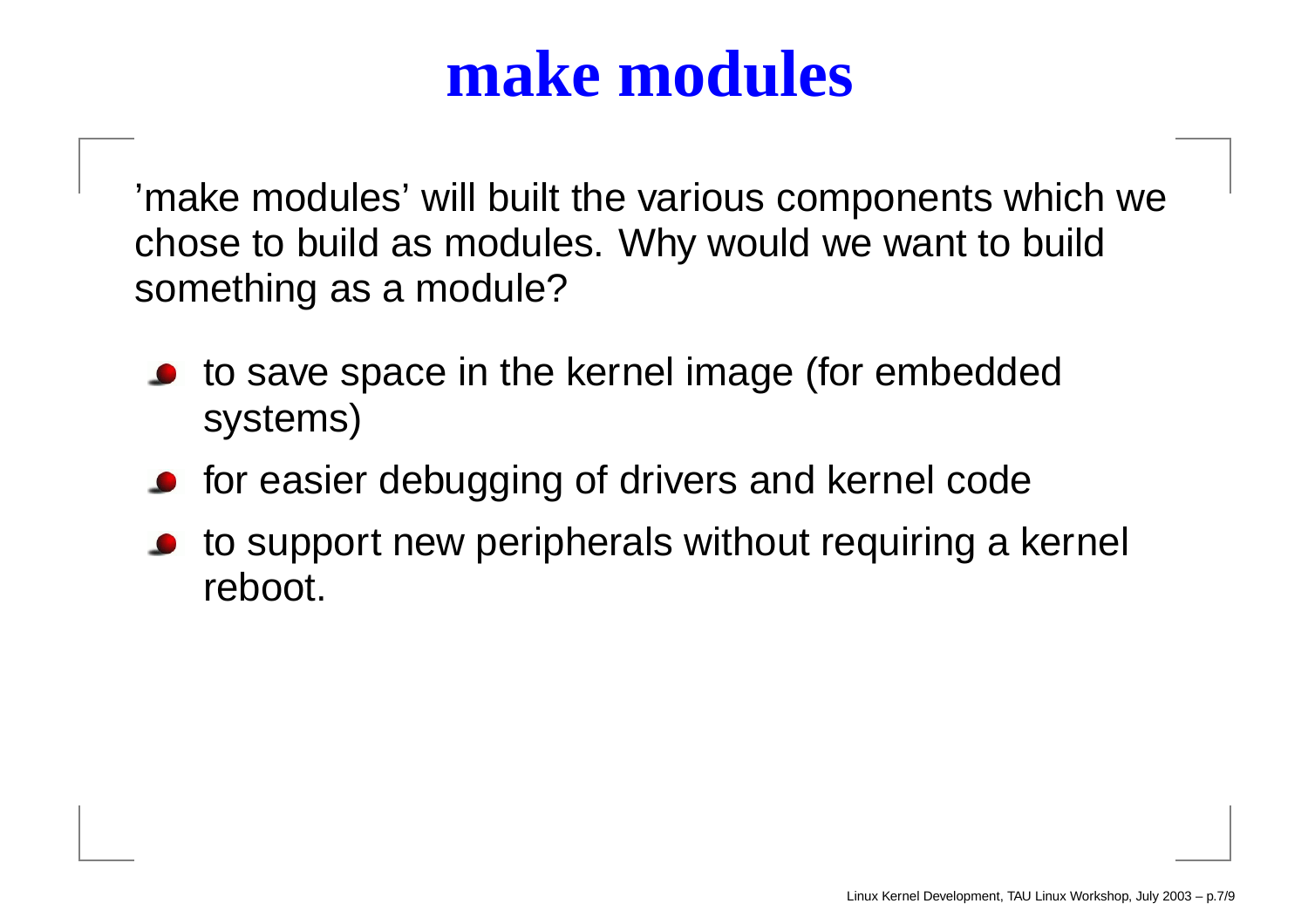# make modules

'make modules' will built the various components which we chose to build as modules. Why would we want to build something as a module?

- to save space in the kernel image (for embedded systems)
- for easier debugging of drivers and kernel code
- to support new peripherals without requiring a kernel reboot.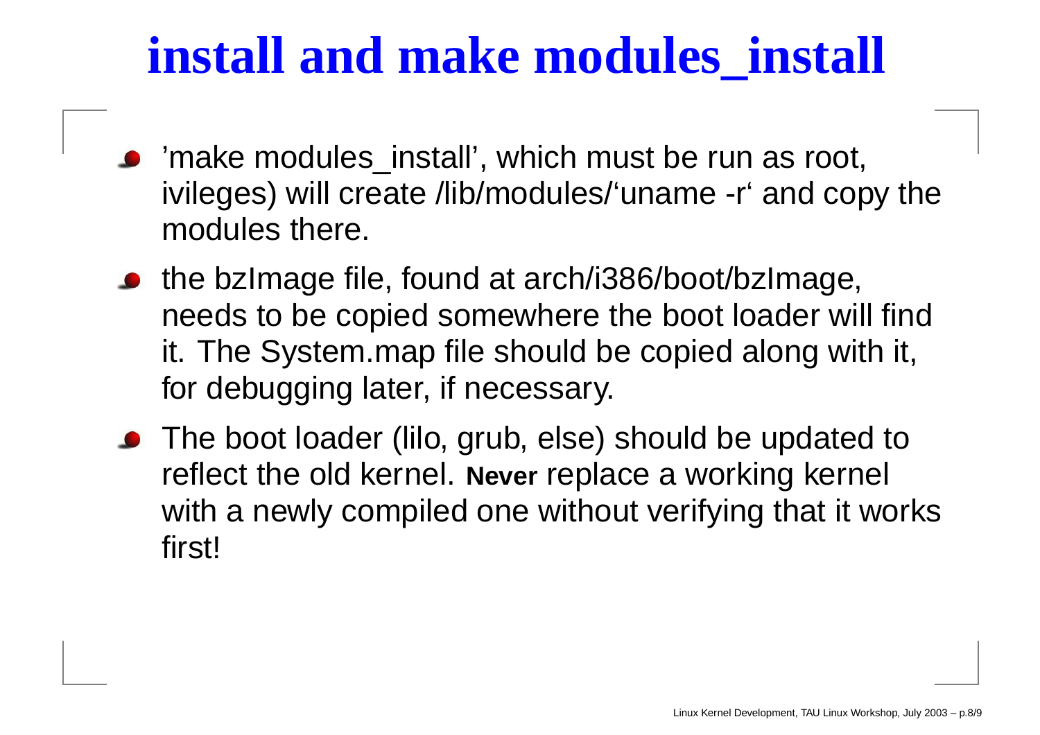# install and make modules_install

- 'make modules_install', which must be run as root, ivileges) will create /lib/modules/'uname -r' and copy the modules there.
- the bzImage file, found at arch/i386/boot/bzImage, needs to be copied somewhere the boot loader will find it. The System.map file should be copied along with it, for debugging later, if necessary.
- The boot loader (lilo, grub, else) should be updated to reflect the old kernel. **Never** replace a working kernel with a newly compiled one without verifying that it works first!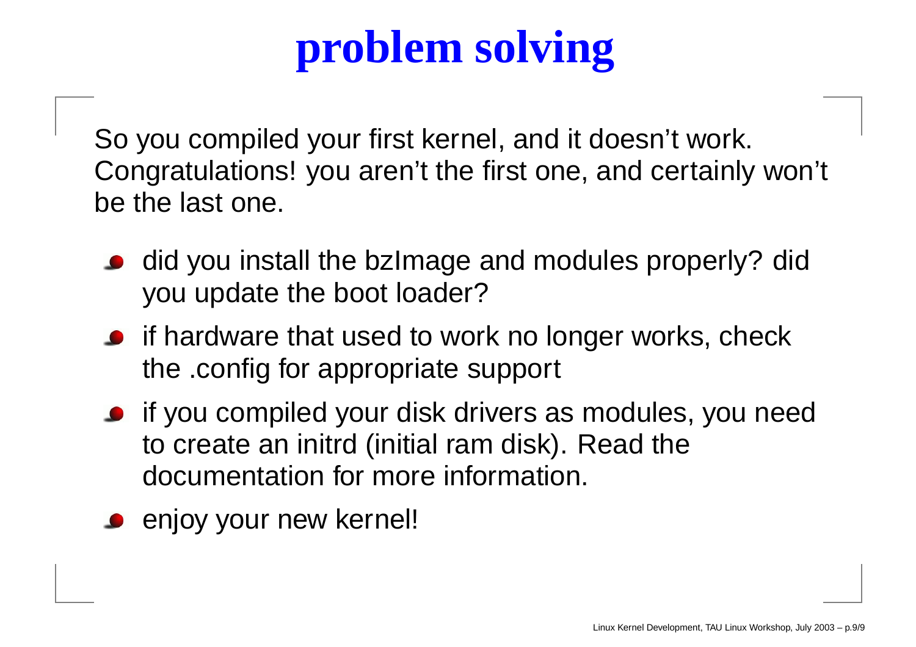# problem solving

So you compiled your first kernel, and it doesn't work. Congratulations! you aren't the first one, and certainly won't be the last one.

- did you install the bzImage and modules properly? did you update the boot loader?
- if hardware that used to work no longer works, check the .config for appropriate support
- if you compiled your disk drivers as modules, you need to create an initrd (initial ram disk). Read the documentation for more information.
- enjoy your new kernel!